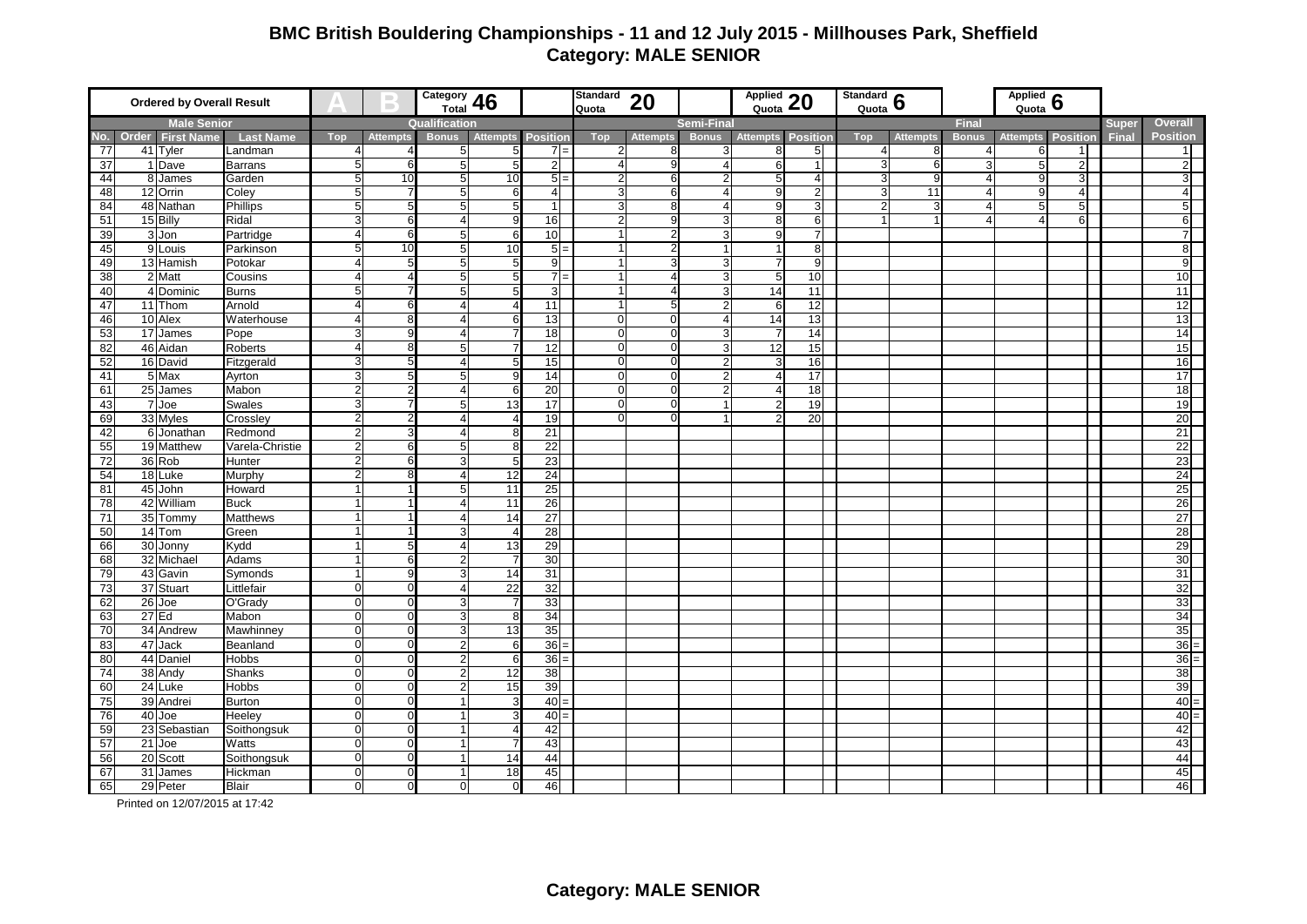# BMC British Bouldering Championships - 11 and 12 July 2015 - Millhouses Park, Sheffield

## Category: MALE SENIOR

| Ordered by Overall Result | | | | A | B | Category Total 46 | | | Standard Quota 20 | | | Applied Quota 20 | | Standard Quota 6 | | | Applied Quota 6 | | | |
|---|---|---|---|---|---|---|---|---|---|---|---|---|---|---|---|---|---|---|---|---|
| Male Senior | | | | Qualification | | | | | Semi-Final | | | | | Final | | | | | Super Final | Overall Position |
| No. | Order | First Name | Last Name | Top | Attempts | Bonus | Attempts | Position | Top | Attempts | Bonus | Attempts | Position | Top | Attempts | Bonus | Attempts | Position | | |
| 77 | 41 | Tyler | Landman | 4 | 4 | 5 | 5 | 7 = | 2 | 8 | 3 | 8 | 5 | 4 | 8 | 4 | 6 | 1 | | 1 |
| 37 | 1 | Dave | Barrans | 5 | 6 | 5 | 5 | 2 | 4 | 9 | 4 | 6 | 1 | 3 | 6 | 3 | 5 | 2 | | 2 |
| 44 | 8 | James | Garden | 5 | 10 | 5 | 10 | 5 = | 2 | 6 | 2 | 5 | 4 | 3 | 9 | 4 | 9 | 3 | | 3 |
| 48 | 12 | Orrin | Coley | 5 | 7 | 5 | 6 | 4 | 3 | 6 | 4 | 9 | 2 | 3 | 11 | 4 | 9 | 4 | | 4 |
| 84 | 48 | Nathan | Phillips | 5 | 5 | 5 | 5 | 1 | 3 | 8 | 4 | 9 | 3 | 2 | 3 | 4 | 5 | 5 | | 5 |
| 51 | 15 | Billy | Ridal | 3 | 6 | 4 | 9 | 16 | 2 | 9 | 3 | 8 | 6 | 1 | 1 | 4 | 4 | 6 | | 6 |
| 39 | 3 | Jon | Partridge | 4 | 6 | 5 | 6 | 10 | 1 | 2 | 3 | 9 | 7 | | | | | | | 7 |
| 45 | 9 | Louis | Parkinson | 5 | 10 | 5 | 10 | 5 = | 1 | 2 | 1 | 1 | 8 | | | | | | | 8 |
| 49 | 13 | Hamish | Potokar | 4 | 5 | 5 | 5 | 9 | 1 | 3 | 3 | 7 | 9 | | | | | | | 9 |
| 38 | 2 | Matt | Cousins | 4 | 4 | 5 | 5 | 7 = | 1 | 4 | 3 | 5 | 10 | | | | | | | 10 |
| 40 | 4 | Dominic | Burns | 5 | 7 | 5 | 5 | 3 | 1 | 4 | 3 | 14 | 11 | | | | | | | 11 |
| 47 | 11 | Thom | Arnold | 4 | 6 | 4 | 4 | 11 | 1 | 5 | 2 | 6 | 12 | | | | | | | 12 |
| 46 | 10 | Alex | Waterhouse | 4 | 8 | 4 | 6 | 13 | 0 | 0 | 4 | 14 | 13 | | | | | | | 13 |
| 53 | 17 | James | Pope | 3 | 9 | 4 | 7 | 18 | 0 | 0 | 3 | 7 | 14 | | | | | | | 14 |
| 82 | 46 | Aidan | Roberts | 4 | 8 | 5 | 7 | 12 | 0 | 0 | 3 | 12 | 15 | | | | | | | 15 |
| 52 | 16 | David | Fitzgerald | 3 | 5 | 4 | 5 | 15 | 0 | 0 | 2 | 3 | 16 | | | | | | | 16 |
| 41 | 5 | Max | Ayrton | 3 | 5 | 5 | 9 | 14 | 0 | 0 | 2 | 4 | 17 | | | | | | | 17 |
| 61 | 25 | James | Mabon | 2 | 2 | 4 | 6 | 20 | 0 | 0 | 2 | 4 | 18 | | | | | | | 18 |
| 43 | 7 | Joe | Swales | 3 | 7 | 5 | 13 | 17 | 0 | 0 | 1 | 2 | 19 | | | | | | | 19 |
| 69 | 33 | Myles | Crossley | 2 | 2 | 4 | 4 | 19 | 0 | 0 | 1 | 2 | 20 | | | | | | | 20 |
| 42 | 6 | Jonathan | Redmond | 2 | 3 | 4 | 8 | 21 | | | | | | | | | | | | 21 |
| 55 | 19 | Matthew | Varela-Christie | 2 | 6 | 5 | 8 | 22 | | | | | | | | | | | | 22 |
| 72 | 36 | Rob | Hunter | 2 | 6 | 3 | 5 | 23 | | | | | | | | | | | | 23 |
| 54 | 18 | Luke | Murphy | 2 | 8 | 4 | 12 | 24 | | | | | | | | | | | | 24 |
| 81 | 45 | John | Howard | 1 | 1 | 5 | 11 | 25 | | | | | | | | | | | | 25 |
| 78 | 42 | William | Buck | 1 | 1 | 4 | 11 | 26 | | | | | | | | | | | | 26 |
| 71 | 35 | Tommy | Matthews | 1 | 1 | 4 | 14 | 27 | | | | | | | | | | | | 27 |
| 50 | 14 | Tom | Green | 1 | 1 | 3 | 4 | 28 | | | | | | | | | | | | 28 |
| 66 | 30 | Jonny | Kydd | 1 | 5 | 4 | 13 | 29 | | | | | | | | | | | | 29 |
| 68 | 32 | Michael | Adams | 1 | 6 | 2 | 7 | 30 | | | | | | | | | | | | 30 |
| 79 | 43 | Gavin | Symonds | 1 | 9 | 3 | 14 | 31 | | | | | | | | | | | | 31 |
| 73 | 37 | Stuart | Littlefair | 0 | 0 | 4 | 22 | 32 | | | | | | | | | | | | 32 |
| 62 | 26 | Joe | O'Grady | 0 | 0 | 3 | 7 | 33 | | | | | | | | | | | | 33 |
| 63 | 27 | Ed | Mabon | 0 | 0 | 3 | 8 | 34 | | | | | | | | | | | | 34 |
| 70 | 34 | Andrew | Mawhinney | 0 | 0 | 3 | 13 | 35 | | | | | | | | | | | | 35 |
| 83 | 47 | Jack | Beanland | 0 | 0 | 2 | 6 | 36 = | | | | | | | | | | | | 36 = |
| 80 | 44 | Daniel | Hobbs | 0 | 0 | 2 | 6 | 36 = | | | | | | | | | | | | 36 = |
| 74 | 38 | Andy | Shanks | 0 | 0 | 2 | 12 | 38 | | | | | | | | | | | | 38 |
| 60 | 24 | Luke | Hobbs | 0 | 0 | 2 | 15 | 39 | | | | | | | | | | | | 39 |
| 75 | 39 | Andrei | Burton | 0 | 0 | 1 | 3 | 40 = | | | | | | | | | | | | 40 = |
| 76 | 40 | Joe | Heeley | 0 | 0 | 1 | 3 | 40 = | | | | | | | | | | | | 40 = |
| 59 | 23 | Sebastian | Soithongsuk | 0 | 0 | 1 | 4 | 42 | | | | | | | | | | | | 42 |
| 57 | 21 | Joe | Watts | 0 | 0 | 1 | 7 | 43 | | | | | | | | | | | | 43 |
| 56 | 20 | Scott | Soithongsuk | 0 | 0 | 1 | 14 | 44 | | | | | | | | | | | | 44 |
| 67 | 31 | James | Hickman | 0 | 0 | 1 | 18 | 45 | | | | | | | | | | | | 45 |
| 65 | 29 | Peter | Blair | 0 | 0 | 0 | 0 | 46 | | | | | | | | | | | | 46 |

Printed on 12/07/2015 at 17:42

**Category: MALE SENIOR**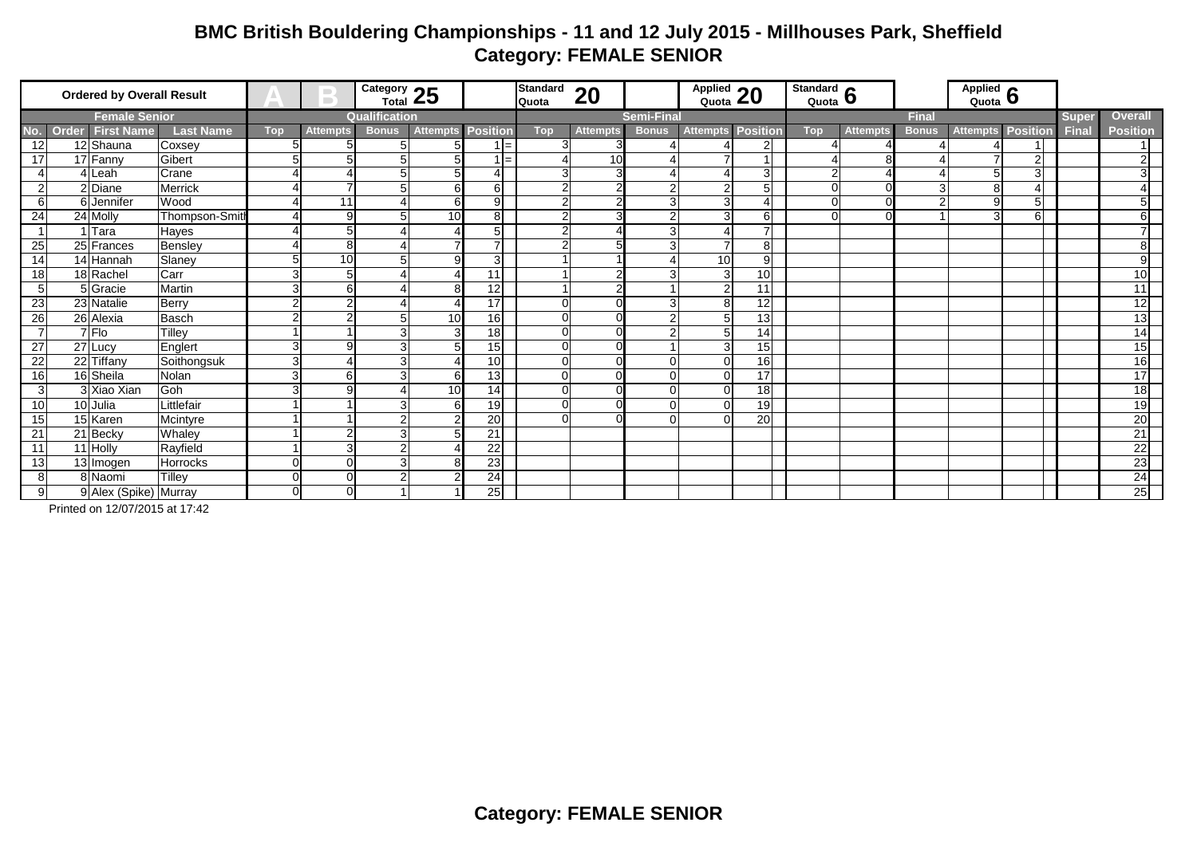## BMC British Bouldering Championships - 11 and 12 July 2015 - Millhouses Park, Sheffield

## Category: FEMALE SENIOR

| Ordered by Overall Result | | | | A | B | Category Total 25 | | | | Standard Quota 20 | | | Applied Quota 20 | | Standard Quota 6 | | | Applied Quota 6 | | | |
|---|---|---|---|---|---|---|---|---|---|---|---|---|---|---|---|---|---|---|---|---|---|
| Female Senior | | | | Qualification | | | | | | Semi-Final | | | | | Final | | | | | Super | Overall |
| No. | Order | First Name | Last Name | Top | Attempts | Bonus | Attempts | Position | | Top | Attempts | Bonus | Attempts | Position | Top | Attempts | Bonus | Attempts | Position | Final | Position |
| 12 | 12 | Shauna | Coxsey | 5 | 5 | 5 | 5 | 1 | = | 3 | 3 | 4 | 4 | 2 | 4 | 4 | 4 | 4 | 1 | | 1 |
| 17 | 17 | Fanny | Gibert | 5 | 5 | 5 | 5 | 1 | = | 4 | 10 | 4 | 7 | 1 | 4 | 8 | 4 | 7 | 2 | | 2 |
| 4 | 4 | Leah | Crane | 4 | 4 | 5 | 5 | 4 | | 3 | 3 | 4 | 4 | 3 | 2 | 4 | 4 | 5 | 3 | | 3 |
| 2 | 2 | Diane | Merrick | 4 | 7 | 5 | 6 | 6 | | 2 | 2 | 2 | 2 | 5 | 0 | 0 | 3 | 8 | 4 | | 4 |
| 6 | 6 | Jennifer | Wood | 4 | 11 | 4 | 6 | 9 | | 2 | 2 | 3 | 3 | 4 | 0 | 0 | 2 | 9 | 5 | | 5 |
| 24 | 24 | Molly | Thompson-Smith | 4 | 9 | 5 | 10 | 8 | | 2 | 3 | 2 | 3 | 6 | 0 | 0 | 1 | 3 | 6 | | 6 |
| 1 | 1 | Tara | Hayes | 4 | 5 | 4 | 4 | 5 | | 2 | 4 | 3 | 4 | 7 | | | | | | | 7 |
| 25 | 25 | Frances | Bensley | 4 | 8 | 4 | 7 | 7 | | 2 | 5 | 3 | 7 | 8 | | | | | | | 8 |
| 14 | 14 | Hannah | Slaney | 5 | 10 | 5 | 9 | 3 | | 1 | 1 | 4 | 10 | 9 | | | | | | | 9 |
| 18 | 18 | Rachel | Carr | 3 | 5 | 4 | 4 | 11 | | 1 | 2 | 3 | 3 | 10 | | | | | | | 10 |
| 5 | 5 | Gracie | Martin | 3 | 6 | 4 | 8 | 12 | | 1 | 2 | 1 | 2 | 11 | | | | | | | 11 |
| 23 | 23 | Natalie | Berry | 2 | 2 | 4 | 4 | 17 | | 0 | 0 | 3 | 8 | 12 | | | | | | | 12 |
| 26 | 26 | Alexia | Basch | 2 | 2 | 5 | 10 | 16 | | 0 | 0 | 2 | 5 | 13 | | | | | | | 13 |
| 7 | 7 | Flo | Tilley | 1 | 1 | 3 | 3 | 18 | | 0 | 0 | 2 | 5 | 14 | | | | | | | 14 |
| 27 | 27 | Lucy | Englert | 3 | 9 | 3 | 5 | 15 | | 0 | 0 | 1 | 3 | 15 | | | | | | | 15 |
| 22 | 22 | Tiffany | Soithongsuk | 3 | 4 | 3 | 4 | 10 | | 0 | 0 | 0 | 0 | 16 | | | | | | | 16 |
| 16 | 16 | Sheila | Nolan | 3 | 6 | 3 | 6 | 13 | | 0 | 0 | 0 | 0 | 17 | | | | | | | 17 |
| 3 | 3 | Xiao Xian | Goh | 3 | 9 | 4 | 10 | 14 | | 0 | 0 | 0 | 0 | 18 | | | | | | | 18 |
| 10 | 10 | Julia | Littlefair | 1 | 1 | 3 | 6 | 19 | | 0 | 0 | 0 | 0 | 19 | | | | | | | 19 |
| 15 | 15 | Karen | Mcintyre | 1 | 1 | 2 | 2 | 20 | | 0 | 0 | 0 | 0 | 20 | | | | | | | 20 |
| 21 | 21 | Becky | Whaley | 1 | 2 | 3 | 5 | 21 | | | | | | | | | | | | | 21 |
| 11 | 11 | Holly | Rayfield | 1 | 3 | 2 | 4 | 22 | | | | | | | | | | | | | 22 |
| 13 | 13 | Imogen | Horrocks | 0 | 0 | 3 | 8 | 23 | | | | | | | | | | | | | 23 |
| 8 | 8 | Naomi | Tilley | 0 | 0 | 2 | 2 | 24 | | | | | | | | | | | | | 24 |
| 9 | 9 | Alex (Spike) | Murray | 0 | 0 | 1 | 1 | 25 | | | | | | | | | | | | | 25 |

Printed on 12/07/2015 at 17:42

**Category: FEMALE SENIOR**